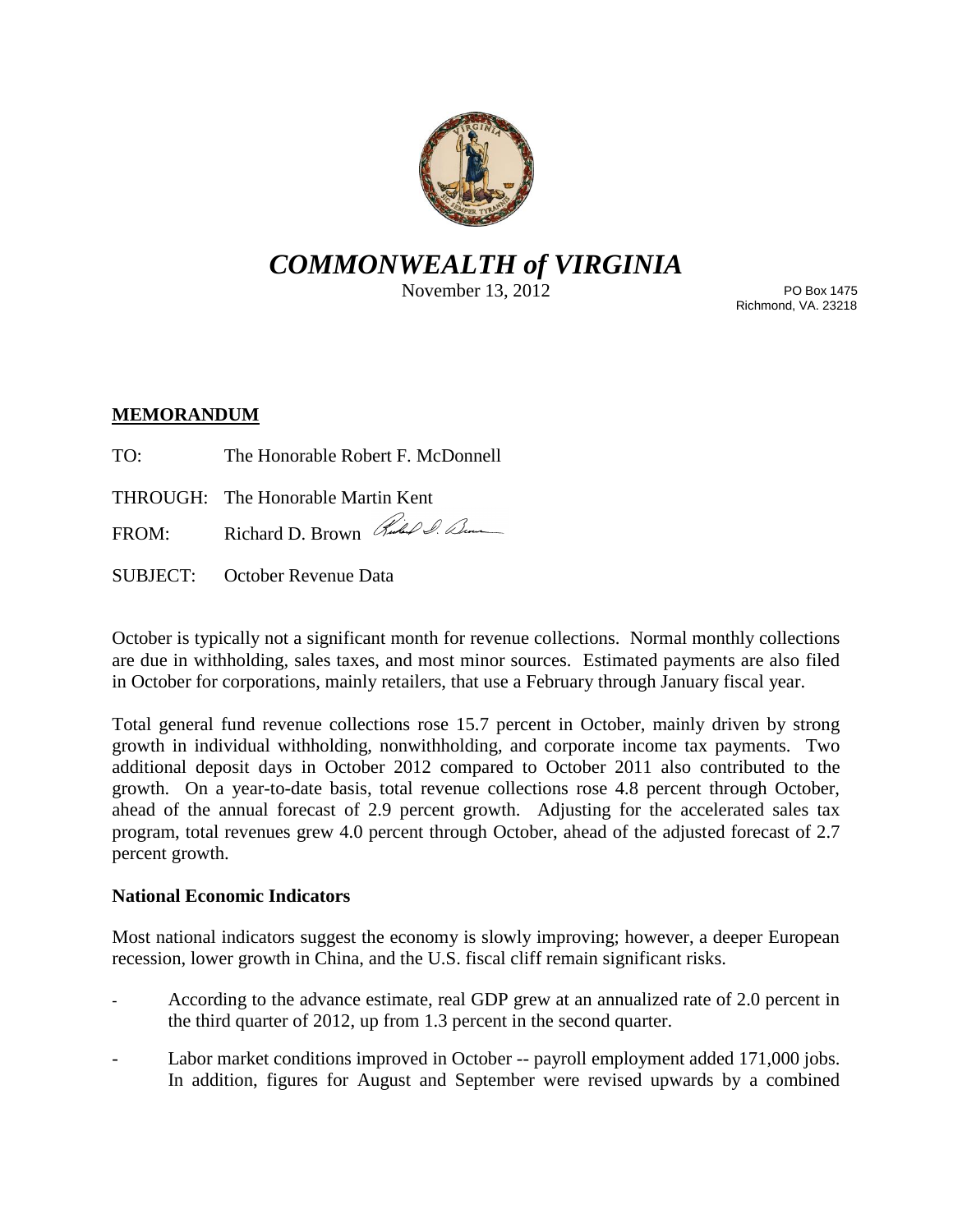# *COMMONWEALTH of VIRGINIA*

November 13, 2012

PO Box 1475
Richmond, VA. 23218

**MEMORANDUM**

TO: The Honorable Robert F. McDonnell

THROUGH: The Honorable Martin Kent

FROM: Richard D. Brown

SUBJECT: October Revenue Data

October is typically not a significant month for revenue collections. Normal monthly collections are due in withholding, sales taxes, and most minor sources. Estimated payments are also filed in October for corporations, mainly retailers, that use a February through January fiscal year.

Total general fund revenue collections rose 15.7 percent in October, mainly driven by strong growth in individual withholding, nonwithholding, and corporate income tax payments. Two additional deposit days in October 2012 compared to October 2011 also contributed to the growth. On a year-to-date basis, total revenue collections rose 4.8 percent through October, ahead of the annual forecast of 2.9 percent growth. Adjusting for the accelerated sales tax program, total revenues grew 4.0 percent through October, ahead of the adjusted forecast of 2.7 percent growth.

**National Economic Indicators**

Most national indicators suggest the economy is slowly improving; however, a deeper European recession, lower growth in China, and the U.S. fiscal cliff remain significant risks.

- According to the advance estimate, real GDP grew at an annualized rate of 2.0 percent in the third quarter of 2012, up from 1.3 percent in the second quarter.

- Labor market conditions improved in October -- payroll employment added 171,000 jobs. In addition, figures for August and September were revised upwards by a combined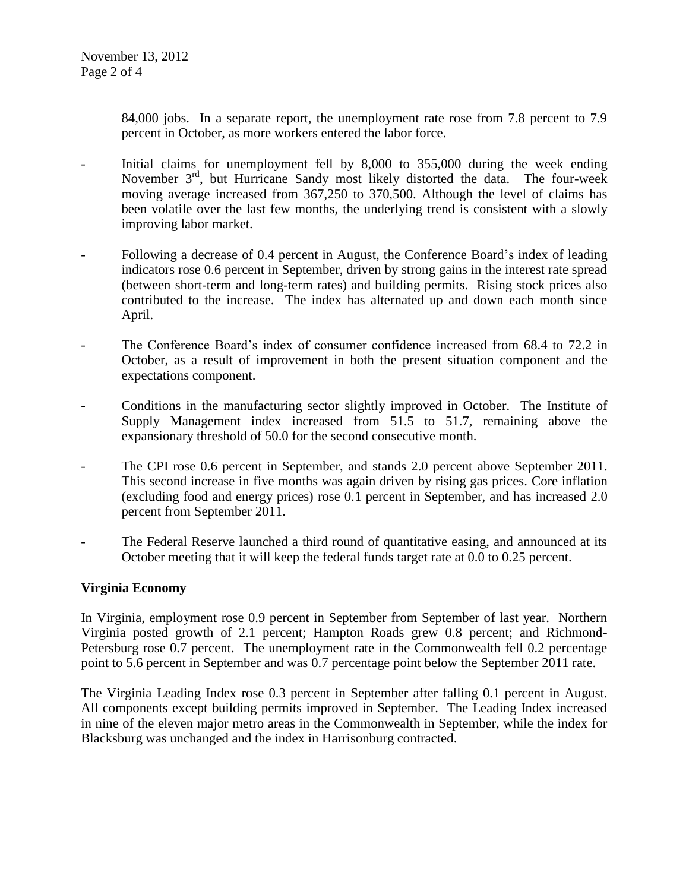84,000 jobs. In a separate report, the unemployment rate rose from 7.8 percent to 7.9 percent in October, as more workers entered the labor force.

- Initial claims for unemployment fell by 8,000 to 355,000 during the week ending November 3rd, but Hurricane Sandy most likely distorted the data. The four-week moving average increased from 367,250 to 370,500. Although the level of claims has been volatile over the last few months, the underlying trend is consistent with a slowly improving labor market.

- Following a decrease of 0.4 percent in August, the Conference Board's index of leading indicators rose 0.6 percent in September, driven by strong gains in the interest rate spread (between short-term and long-term rates) and building permits. Rising stock prices also contributed to the increase. The index has alternated up and down each month since April.

- The Conference Board's index of consumer confidence increased from 68.4 to 72.2 in October, as a result of improvement in both the present situation component and the expectations component.

- Conditions in the manufacturing sector slightly improved in October. The Institute of Supply Management index increased from 51.5 to 51.7, remaining above the expansionary threshold of 50.0 for the second consecutive month.

- The CPI rose 0.6 percent in September, and stands 2.0 percent above September 2011. This second increase in five months was again driven by rising gas prices. Core inflation (excluding food and energy prices) rose 0.1 percent in September, and has increased 2.0 percent from September 2011.

- The Federal Reserve launched a third round of quantitative easing, and announced at its October meeting that it will keep the federal funds target rate at 0.0 to 0.25 percent.

**Virginia Economy**

In Virginia, employment rose 0.9 percent in September from September of last year. Northern Virginia posted growth of 2.1 percent; Hampton Roads grew 0.8 percent; and Richmond-Petersburg rose 0.7 percent. The unemployment rate in the Commonwealth fell 0.2 percentage point to 5.6 percent in September and was 0.7 percentage point below the September 2011 rate.

The Virginia Leading Index rose 0.3 percent in September after falling 0.1 percent in August. All components except building permits improved in September. The Leading Index increased in nine of the eleven major metro areas in the Commonwealth in September, while the index for Blacksburg was unchanged and the index in Harrisonburg contracted.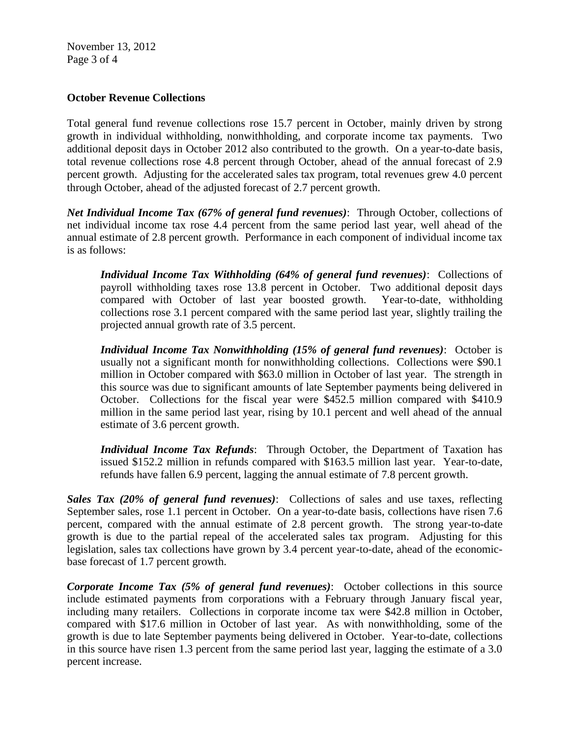## October Revenue Collections

Total general fund revenue collections rose 15.7 percent in October, mainly driven by strong growth in individual withholding, nonwithholding, and corporate income tax payments. Two additional deposit days in October 2012 also contributed to the growth. On a year-to-date basis, total revenue collections rose 4.8 percent through October, ahead of the annual forecast of 2.9 percent growth. Adjusting for the accelerated sales tax program, total revenues grew 4.0 percent through October, ahead of the adjusted forecast of 2.7 percent growth.

***Net Individual Income Tax (67% of general fund revenues)***: Through October, collections of net individual income tax rose 4.4 percent from the same period last year, well ahead of the annual estimate of 2.8 percent growth. Performance in each component of individual income tax is as follows:

> ***Individual Income Tax Withholding (64% of general fund revenues)***: Collections of payroll withholding taxes rose 13.8 percent in October. Two additional deposit days compared with October of last year boosted growth. Year-to-date, withholding collections rose 3.1 percent compared with the same period last year, slightly trailing the projected annual growth rate of 3.5 percent.
>
> ***Individual Income Tax Nonwithholding (15% of general fund revenues)***: October is usually not a significant month for nonwithholding collections. Collections were $90.1 million in October compared with $63.0 million in October of last year. The strength in this source was due to significant amounts of late September payments being delivered in October. Collections for the fiscal year were $452.5 million compared with $410.9 million in the same period last year, rising by 10.1 percent and well ahead of the annual estimate of 3.6 percent growth.
>
> ***Individual Income Tax Refunds***: Through October, the Department of Taxation has issued $152.2 million in refunds compared with $163.5 million last year. Year-to-date, refunds have fallen 6.9 percent, lagging the annual estimate of 7.8 percent growth.

***Sales Tax (20% of general fund revenues)***: Collections of sales and use taxes, reflecting September sales, rose 1.1 percent in October. On a year-to-date basis, collections have risen 7.6 percent, compared with the annual estimate of 2.8 percent growth. The strong year-to-date growth is due to the partial repeal of the accelerated sales tax program. Adjusting for this legislation, sales tax collections have grown by 3.4 percent year-to-date, ahead of the economic-base forecast of 1.7 percent growth.

***Corporate Income Tax (5% of general fund revenues)***: October collections in this source include estimated payments from corporations with a February through January fiscal year, including many retailers. Collections in corporate income tax were $42.8 million in October, compared with $17.6 million in October of last year. As with nonwithholding, some of the growth is due to late September payments being delivered in October. Year-to-date, collections in this source have risen 1.3 percent from the same period last year, lagging the estimate of a 3.0 percent increase.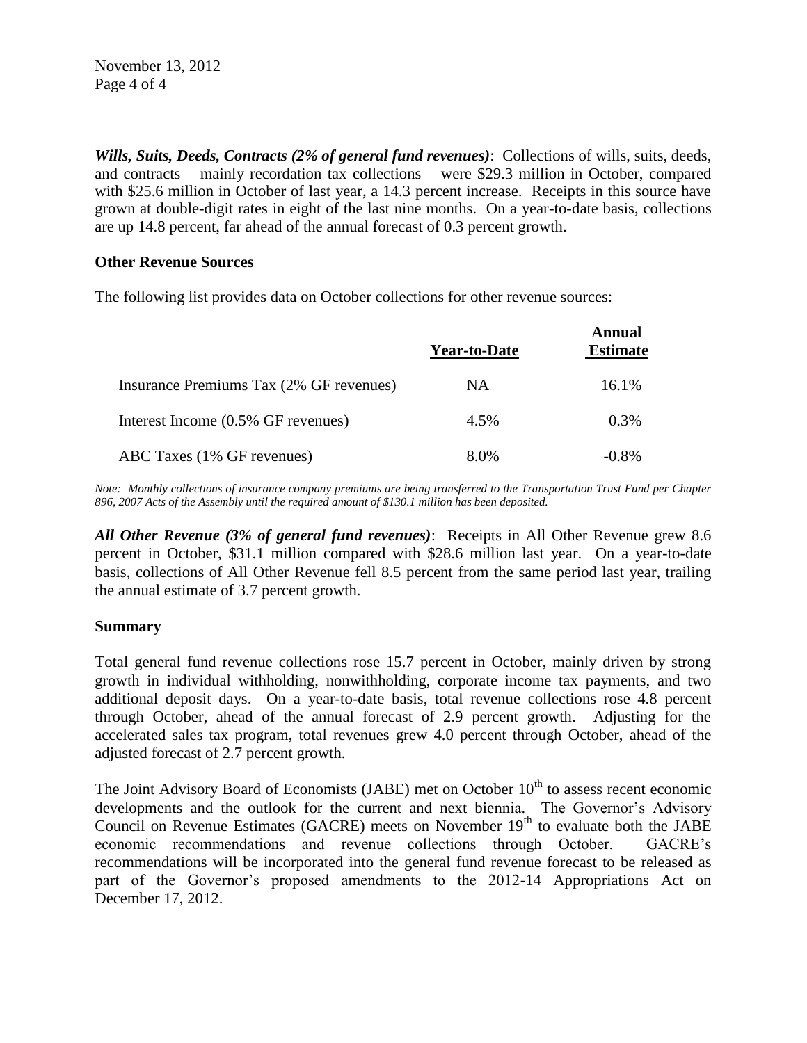***Wills, Suits, Deeds, Contracts (2% of general fund revenues)***: Collections of wills, suits, deeds, and contracts – mainly recordation tax collections – were $29.3 million in October, compared with $25.6 million in October of last year, a 14.3 percent increase. Receipts in this source have grown at double-digit rates in eight of the last nine months. On a year-to-date basis, collections are up 14.8 percent, far ahead of the annual forecast of 0.3 percent growth.

**Other Revenue Sources**

The following list provides data on October collections for other revenue sources:

| | Year-to-Date | Annual Estimate |
|---|---|---|
| Insurance Premiums Tax (2% GF revenues) | NA | 16.1% |
| Interest Income (0.5% GF revenues) | 4.5% | 0.3% |
| ABC Taxes (1% GF revenues) | 8.0% | -0.8% |

*Note: Monthly collections of insurance company premiums are being transferred to the Transportation Trust Fund per Chapter 896, 2007 Acts of the Assembly until the required amount of $130.1 million has been deposited.*

***All Other Revenue (3% of general fund revenues)***: Receipts in All Other Revenue grew 8.6 percent in October, $31.1 million compared with $28.6 million last year. On a year-to-date basis, collections of All Other Revenue fell 8.5 percent from the same period last year, trailing the annual estimate of 3.7 percent growth.

**Summary**

Total general fund revenue collections rose 15.7 percent in October, mainly driven by strong growth in individual withholding, nonwithholding, corporate income tax payments, and two additional deposit days. On a year-to-date basis, total revenue collections rose 4.8 percent through October, ahead of the annual forecast of 2.9 percent growth. Adjusting for the accelerated sales tax program, total revenues grew 4.0 percent through October, ahead of the adjusted forecast of 2.7 percent growth.

The Joint Advisory Board of Economists (JABE) met on October 10th to assess recent economic developments and the outlook for the current and next biennia. The Governor's Advisory Council on Revenue Estimates (GACRE) meets on November 19th to evaluate both the JABE economic recommendations and revenue collections through October. GACRE's recommendations will be incorporated into the general fund revenue forecast to be released as part of the Governor's proposed amendments to the 2012-14 Appropriations Act on December 17, 2012.